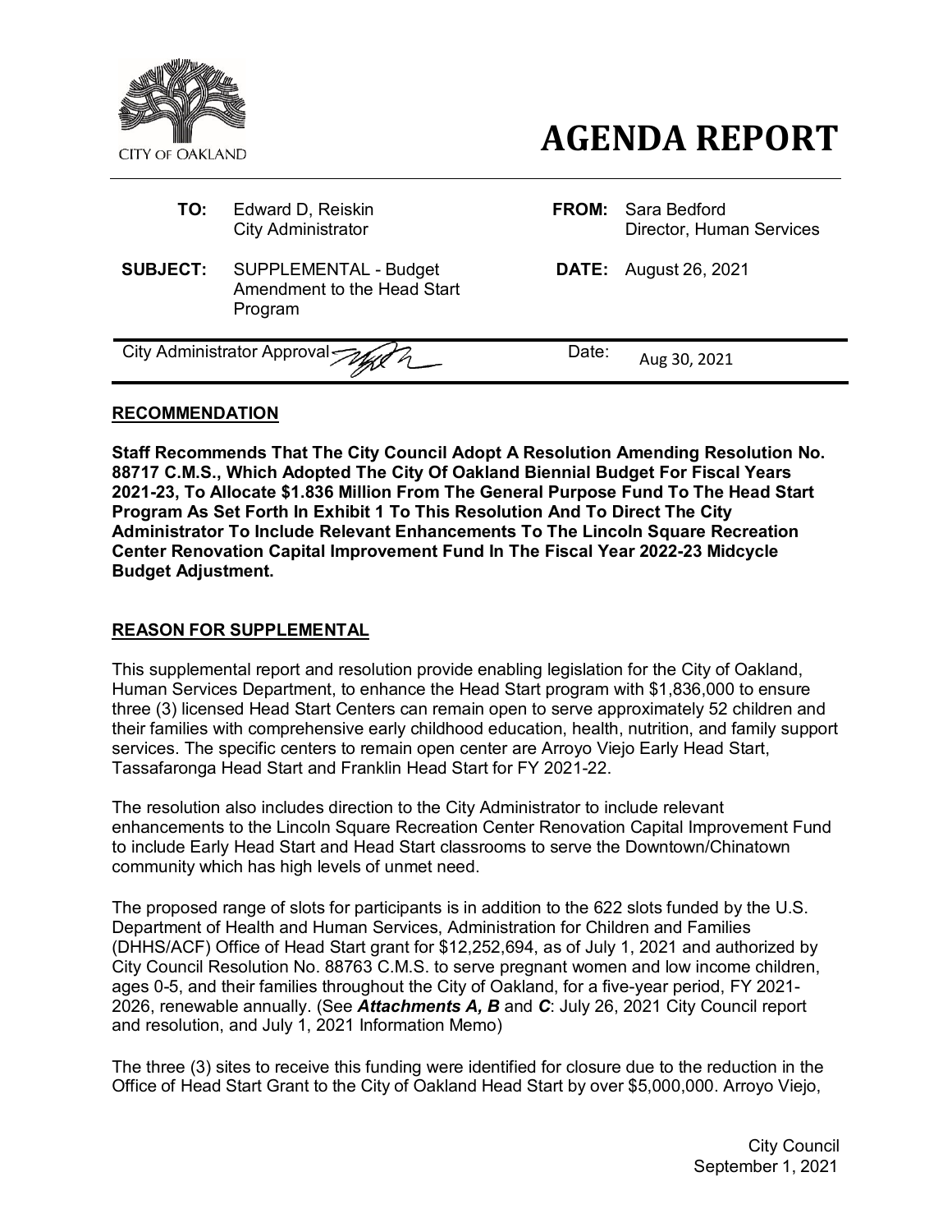CITY OF OAKLAND

# AGENDA REPORT

| | | | |
|---|---|---|---|
| **TO:** | Edward D, Reiskin<br>City Administrator | **FROM:** | Sara Bedford<br>Director, Human Services |
| **SUBJECT:** | SUPPLEMENTAL - Budget Amendment to the Head Start Program | **DATE:** | August 26, 2021 |

City Administrator Approval | Date: Aug 30, 2021

## RECOMMENDATION

**Staff Recommends That The City Council Adopt A Resolution Amending Resolution No. 88717 C.M.S., Which Adopted The City Of Oakland Biennial Budget For Fiscal Years 2021-23, To Allocate $1.836 Million From The General Purpose Fund To The Head Start Program As Set Forth In Exhibit 1 To This Resolution And To Direct The City Administrator To Include Relevant Enhancements To The Lincoln Square Recreation Center Renovation Capital Improvement Fund In The Fiscal Year 2022-23 Midcycle Budget Adjustment.**

## REASON FOR SUPPLEMENTAL

This supplemental report and resolution provide enabling legislation for the City of Oakland, Human Services Department, to enhance the Head Start program with $1,836,000 to ensure three (3) licensed Head Start Centers can remain open to serve approximately 52 children and their families with comprehensive early childhood education, health, nutrition, and family support services. The specific centers to remain open center are Arroyo Viejo Early Head Start, Tassafaronga Head Start and Franklin Head Start for FY 2021-22.

The resolution also includes direction to the City Administrator to include relevant enhancements to the Lincoln Square Recreation Center Renovation Capital Improvement Fund to include Early Head Start and Head Start classrooms to serve the Downtown/Chinatown community which has high levels of unmet need.

The proposed range of slots for participants is in addition to the 622 slots funded by the U.S. Department of Health and Human Services, Administration for Children and Families (DHHS/ACF) Office of Head Start grant for $12,252,694, as of July 1, 2021 and authorized by City Council Resolution No. 88763 C.M.S. to serve pregnant women and low income children, ages 0-5, and their families throughout the City of Oakland, for a five-year period, FY 2021-2026, renewable annually. (See ***Attachments A, B*** and ***C***: July 26, 2021 City Council report and resolution, and July 1, 2021 Information Memo)

The three (3) sites to receive this funding were identified for closure due to the reduction in the Office of Head Start Grant to the City of Oakland Head Start by over $5,000,000. Arroyo Viejo,

City Council
September 1, 2021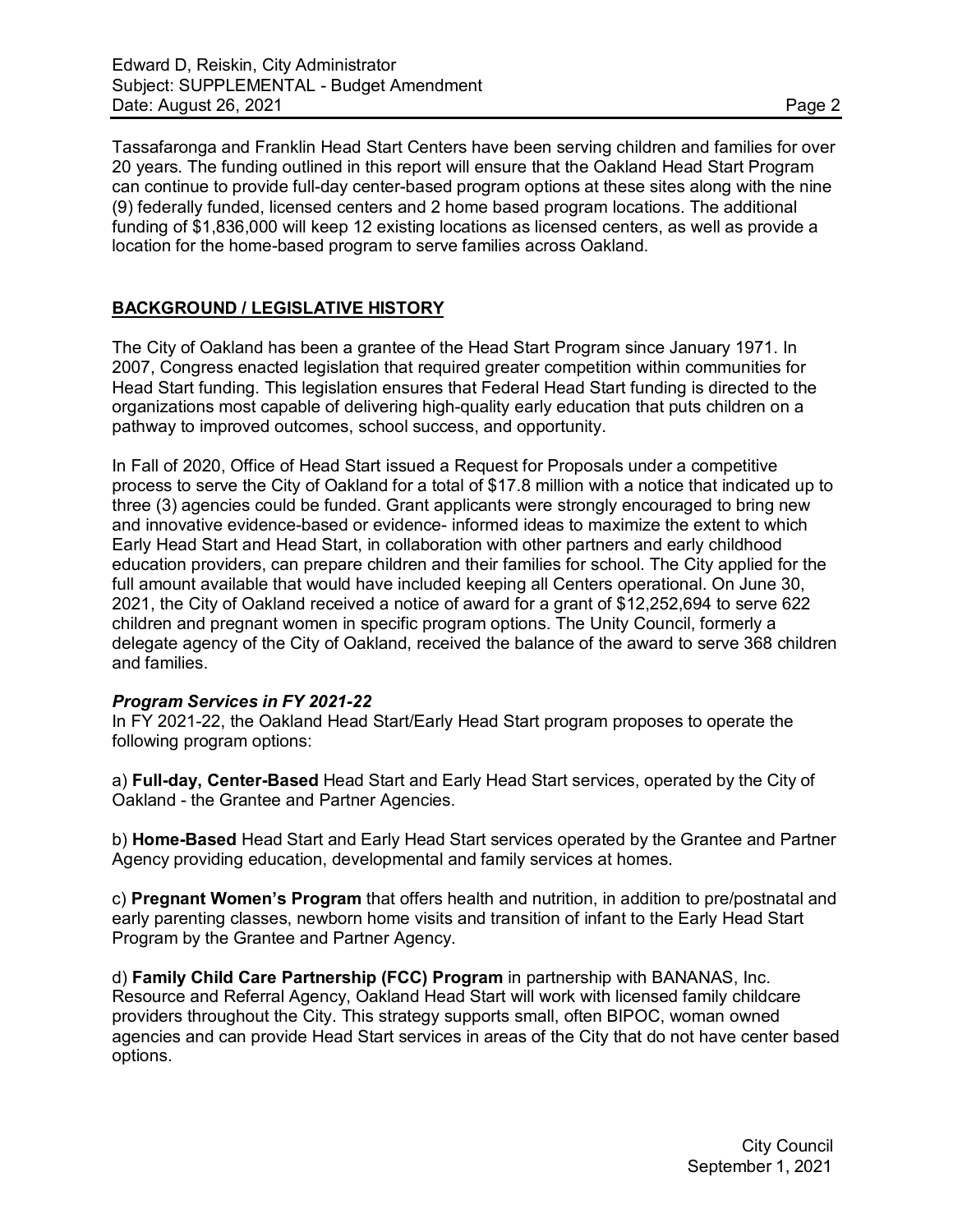Tassafaronga and Franklin Head Start Centers have been serving children and families for over 20 years. The funding outlined in this report will ensure that the Oakland Head Start Program can continue to provide full-day center-based program options at these sites along with the nine (9) federally funded, licensed centers and 2 home based program locations. The additional funding of $1,836,000 will keep 12 existing locations as licensed centers, as well as provide a location for the home-based program to serve families across Oakland.

## BACKGROUND / LEGISLATIVE HISTORY

The City of Oakland has been a grantee of the Head Start Program since January 1971. In 2007, Congress enacted legislation that required greater competition within communities for Head Start funding. This legislation ensures that Federal Head Start funding is directed to the organizations most capable of delivering high-quality early education that puts children on a pathway to improved outcomes, school success, and opportunity.

In Fall of 2020, Office of Head Start issued a Request for Proposals under a competitive process to serve the City of Oakland for a total of $17.8 million with a notice that indicated up to three (3) agencies could be funded. Grant applicants were strongly encouraged to bring new and innovative evidence-based or evidence- informed ideas to maximize the extent to which Early Head Start and Head Start, in collaboration with other partners and early childhood education providers, can prepare children and their families for school. The City applied for the full amount available that would have included keeping all Centers operational. On June 30, 2021, the City of Oakland received a notice of award for a grant of $12,252,694 to serve 622 children and pregnant women in specific program options. The Unity Council, formerly a delegate agency of the City of Oakland, received the balance of the award to serve 368 children and families.

### *Program Services in FY 2021-22*

In FY 2021-22, the Oakland Head Start/Early Head Start program proposes to operate the following program options:

a) **Full-day, Center-Based** Head Start and Early Head Start services, operated by the City of Oakland - the Grantee and Partner Agencies.

b) **Home-Based** Head Start and Early Head Start services operated by the Grantee and Partner Agency providing education, developmental and family services at homes.

c) **Pregnant Women's Program** that offers health and nutrition, in addition to pre/postnatal and early parenting classes, newborn home visits and transition of infant to the Early Head Start Program by the Grantee and Partner Agency.

d) **Family Child Care Partnership (FCC) Program** in partnership with BANANAS, Inc. Resource and Referral Agency, Oakland Head Start will work with licensed family childcare providers throughout the City. This strategy supports small, often BIPOC, woman owned agencies and can provide Head Start services in areas of the City that do not have center based options.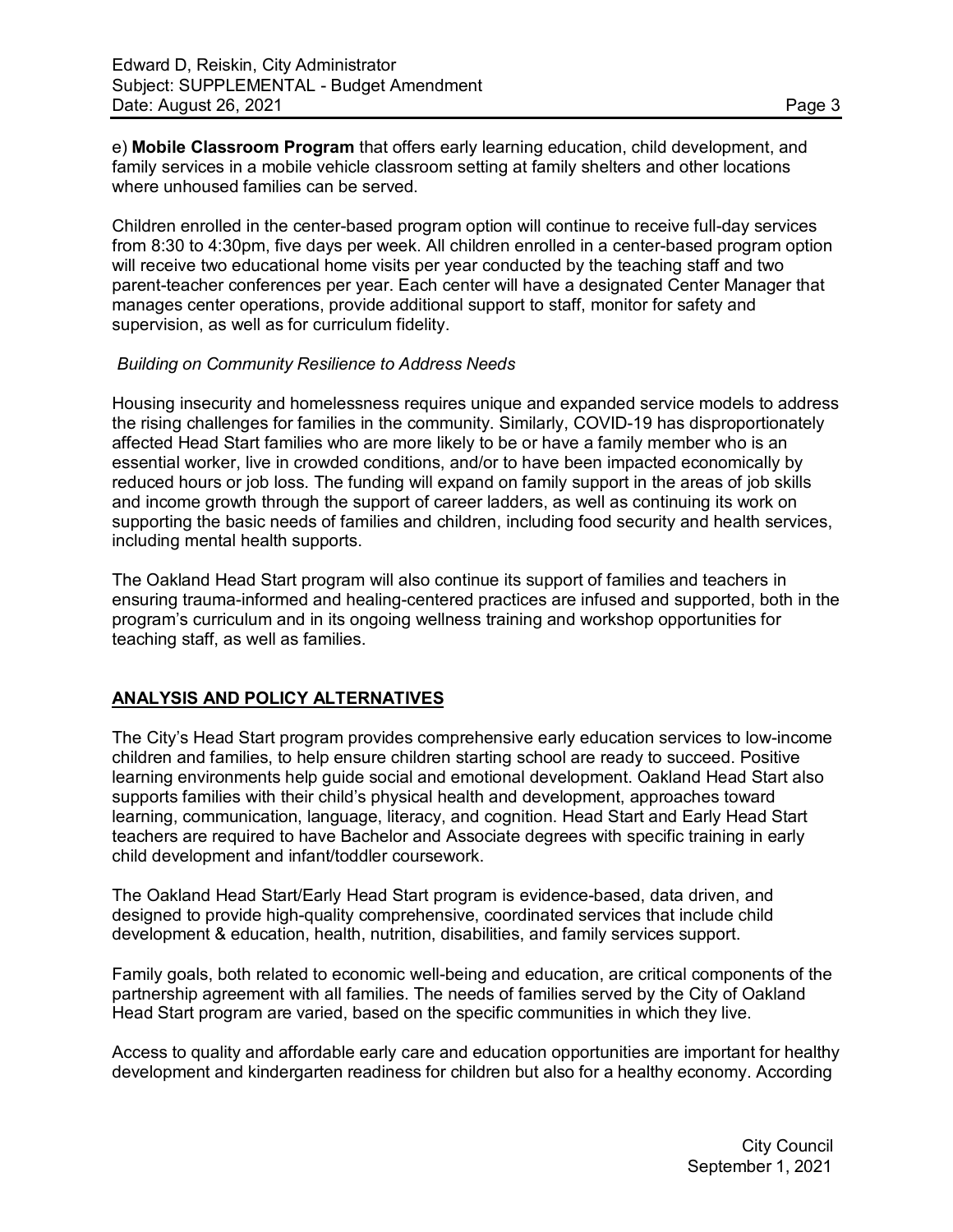e) **Mobile Classroom Program** that offers early learning education, child development, and family services in a mobile vehicle classroom setting at family shelters and other locations where unhoused families can be served.

Children enrolled in the center-based program option will continue to receive full-day services from 8:30 to 4:30pm, five days per week. All children enrolled in a center-based program option will receive two educational home visits per year conducted by the teaching staff and two parent-teacher conferences per year. Each center will have a designated Center Manager that manages center operations, provide additional support to staff, monitor for safety and supervision, as well as for curriculum fidelity.

*Building on Community Resilience to Address Needs*

Housing insecurity and homelessness requires unique and expanded service models to address the rising challenges for families in the community. Similarly, COVID-19 has disproportionately affected Head Start families who are more likely to be or have a family member who is an essential worker, live in crowded conditions, and/or to have been impacted economically by reduced hours or job loss. The funding will expand on family support in the areas of job skills and income growth through the support of career ladders, as well as continuing its work on supporting the basic needs of families and children, including food security and health services, including mental health supports.

The Oakland Head Start program will also continue its support of families and teachers in ensuring trauma-informed and healing-centered practices are infused and supported, both in the program's curriculum and in its ongoing wellness training and workshop opportunities for teaching staff, as well as families.

## ANALYSIS AND POLICY ALTERNATIVES

The City's Head Start program provides comprehensive early education services to low-income children and families, to help ensure children starting school are ready to succeed. Positive learning environments help guide social and emotional development. Oakland Head Start also supports families with their child's physical health and development, approaches toward learning, communication, language, literacy, and cognition. Head Start and Early Head Start teachers are required to have Bachelor and Associate degrees with specific training in early child development and infant/toddler coursework.

The Oakland Head Start/Early Head Start program is evidence-based, data driven, and designed to provide high-quality comprehensive, coordinated services that include child development & education, health, nutrition, disabilities, and family services support.

Family goals, both related to economic well-being and education, are critical components of the partnership agreement with all families. The needs of families served by the City of Oakland Head Start program are varied, based on the specific communities in which they live.

Access to quality and affordable early care and education opportunities are important for healthy development and kindergarten readiness for children but also for a healthy economy. According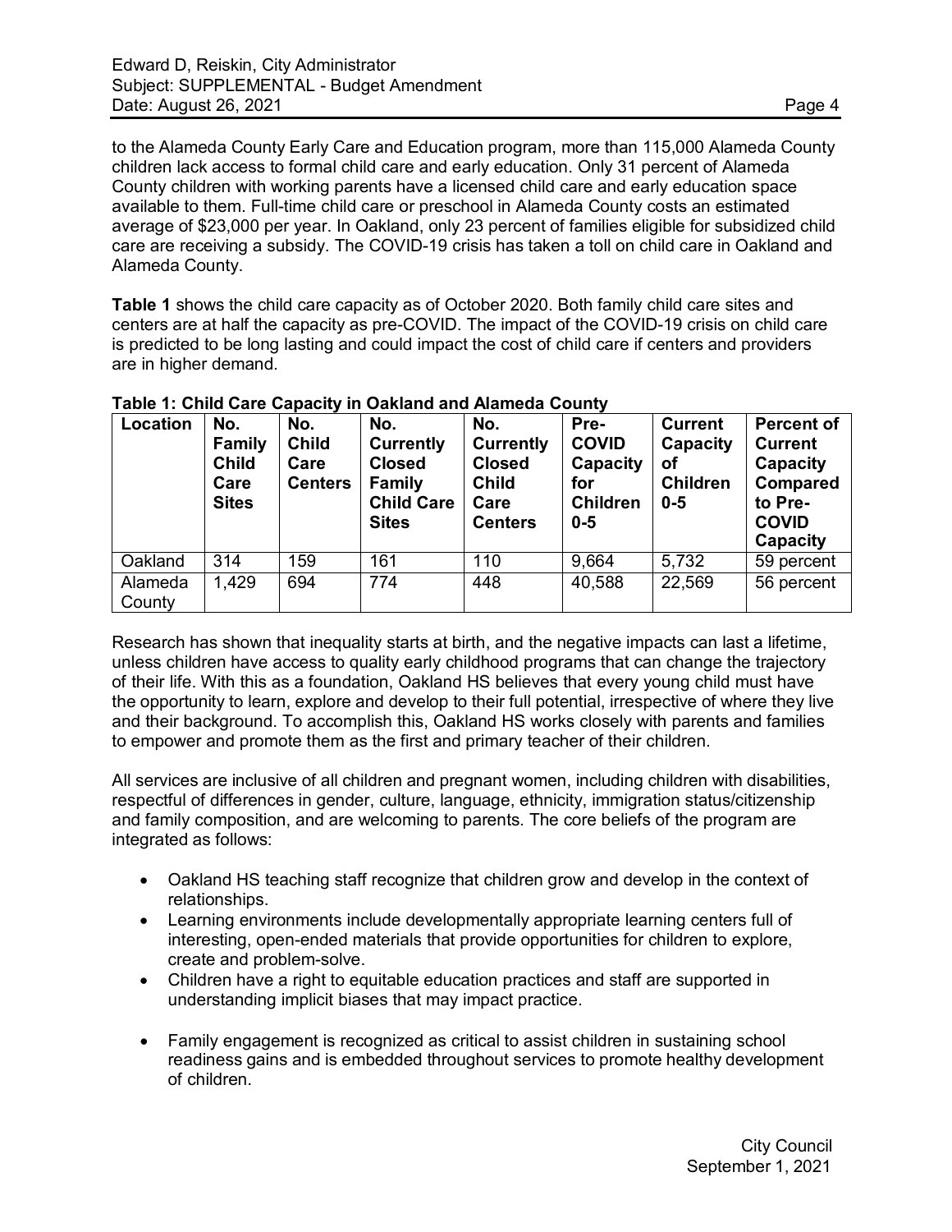to the Alameda County Early Care and Education program, more than 115,000 Alameda County children lack access to formal child care and early education. Only 31 percent of Alameda County children with working parents have a licensed child care and early education space available to them. Full-time child care or preschool in Alameda County costs an estimated average of $23,000 per year. In Oakland, only 23 percent of families eligible for subsidized child care are receiving a subsidy. The COVID-19 crisis has taken a toll on child care in Oakland and Alameda County.

**Table 1** shows the child care capacity as of October 2020. Both family child care sites and centers are at half the capacity as pre-COVID. The impact of the COVID-19 crisis on child care is predicted to be long lasting and could impact the cost of child care if centers and providers are in higher demand.

**Table 1: Child Care Capacity in Oakland and Alameda County**

| Location | No. Family Child Care Sites | No. Child Care Centers | No. Currently Closed Family Child Care Sites | No. Currently Closed Child Care Centers | Pre-COVID Capacity for Children 0-5 | Current Capacity of Children 0-5 | Percent of Current Capacity Compared to Pre-COVID Capacity |
|---|---|---|---|---|---|---|---|
| Oakland | 314 | 159 | 161 | 110 | 9,664 | 5,732 | 59 percent |
| Alameda County | 1,429 | 694 | 774 | 448 | 40,588 | 22,569 | 56 percent |

Research has shown that inequality starts at birth, and the negative impacts can last a lifetime, unless children have access to quality early childhood programs that can change the trajectory of their life. With this as a foundation, Oakland HS believes that every young child must have the opportunity to learn, explore and develop to their full potential, irrespective of where they live and their background. To accomplish this, Oakland HS works closely with parents and families to empower and promote them as the first and primary teacher of their children.

All services are inclusive of all children and pregnant women, including children with disabilities, respectful of differences in gender, culture, language, ethnicity, immigration status/citizenship and family composition, and are welcoming to parents. The core beliefs of the program are integrated as follows:

- Oakland HS teaching staff recognize that children grow and develop in the context of relationships.
- Learning environments include developmentally appropriate learning centers full of interesting, open-ended materials that provide opportunities for children to explore, create and problem-solve.
- Children have a right to equitable education practices and staff are supported in understanding implicit biases that may impact practice.
- Family engagement is recognized as critical to assist children in sustaining school readiness gains and is embedded throughout services to promote healthy development of children.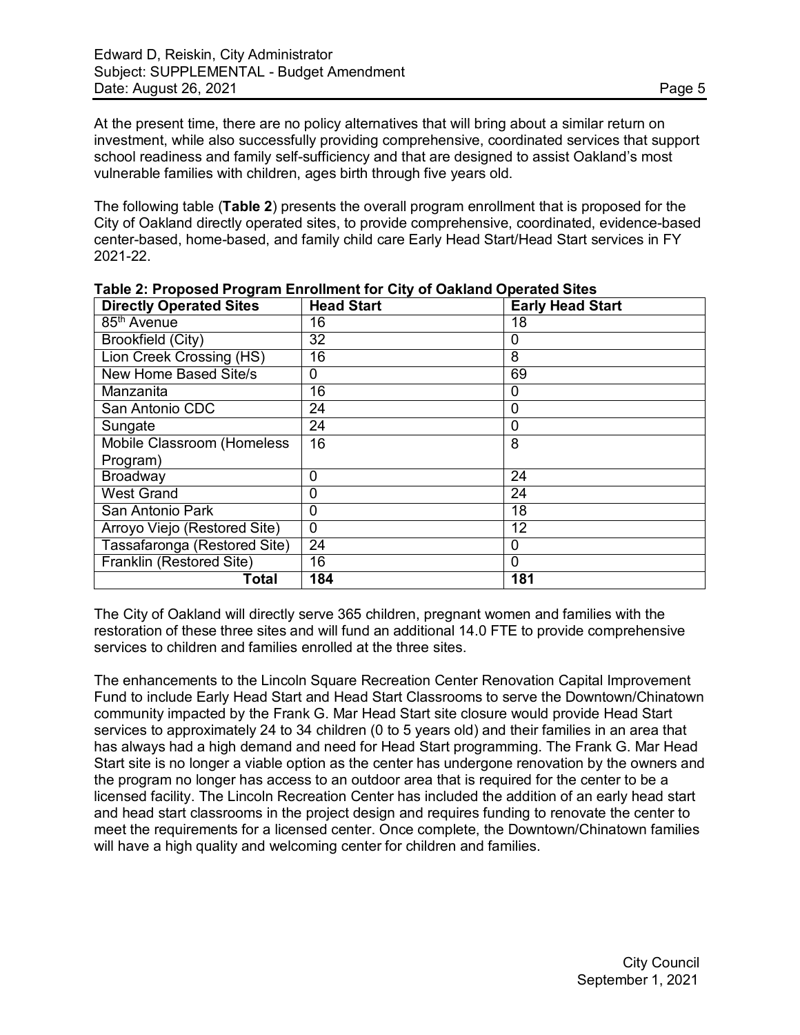At the present time, there are no policy alternatives that will bring about a similar return on investment, while also successfully providing comprehensive, coordinated services that support school readiness and family self-sufficiency and that are designed to assist Oakland's most vulnerable families with children, ages birth through five years old.

The following table (**Table 2**) presents the overall program enrollment that is proposed for the City of Oakland directly operated sites, to provide comprehensive, coordinated, evidence-based center-based, home-based, and family child care Early Head Start/Head Start services in FY 2021-22.

**Table 2: Proposed Program Enrollment for City of Oakland Operated Sites**

| Directly Operated Sites | Head Start | Early Head Start |
|---|---|---|
| 85th Avenue | 16 | 18 |
| Brookfield (City) | 32 | 0 |
| Lion Creek Crossing (HS) | 16 | 8 |
| New Home Based Site/s | 0 | 69 |
| Manzanita | 16 | 0 |
| San Antonio CDC | 24 | 0 |
| Sungate | 24 | 0 |
| Mobile Classroom (Homeless Program) | 16 | 8 |
| Broadway | 0 | 24 |
| West Grand | 0 | 24 |
| San Antonio Park | 0 | 18 |
| Arroyo Viejo (Restored Site) | 0 | 12 |
| Tassafaronga (Restored Site) | 24 | 0 |
| Franklin (Restored Site) | 16 | 0 |
| **Total** | **184** | **181** |

The City of Oakland will directly serve 365 children, pregnant women and families with the restoration of these three sites and will fund an additional 14.0 FTE to provide comprehensive services to children and families enrolled at the three sites.

The enhancements to the Lincoln Square Recreation Center Renovation Capital Improvement Fund to include Early Head Start and Head Start Classrooms to serve the Downtown/Chinatown community impacted by the Frank G. Mar Head Start site closure would provide Head Start services to approximately 24 to 34 children (0 to 5 years old) and their families in an area that has always had a high demand and need for Head Start programming. The Frank G. Mar Head Start site is no longer a viable option as the center has undergone renovation by the owners and the program no longer has access to an outdoor area that is required for the center to be a licensed facility. The Lincoln Recreation Center has included the addition of an early head start and head start classrooms in the project design and requires funding to renovate the center to meet the requirements for a licensed center. Once complete, the Downtown/Chinatown families will have a high quality and welcoming center for children and families.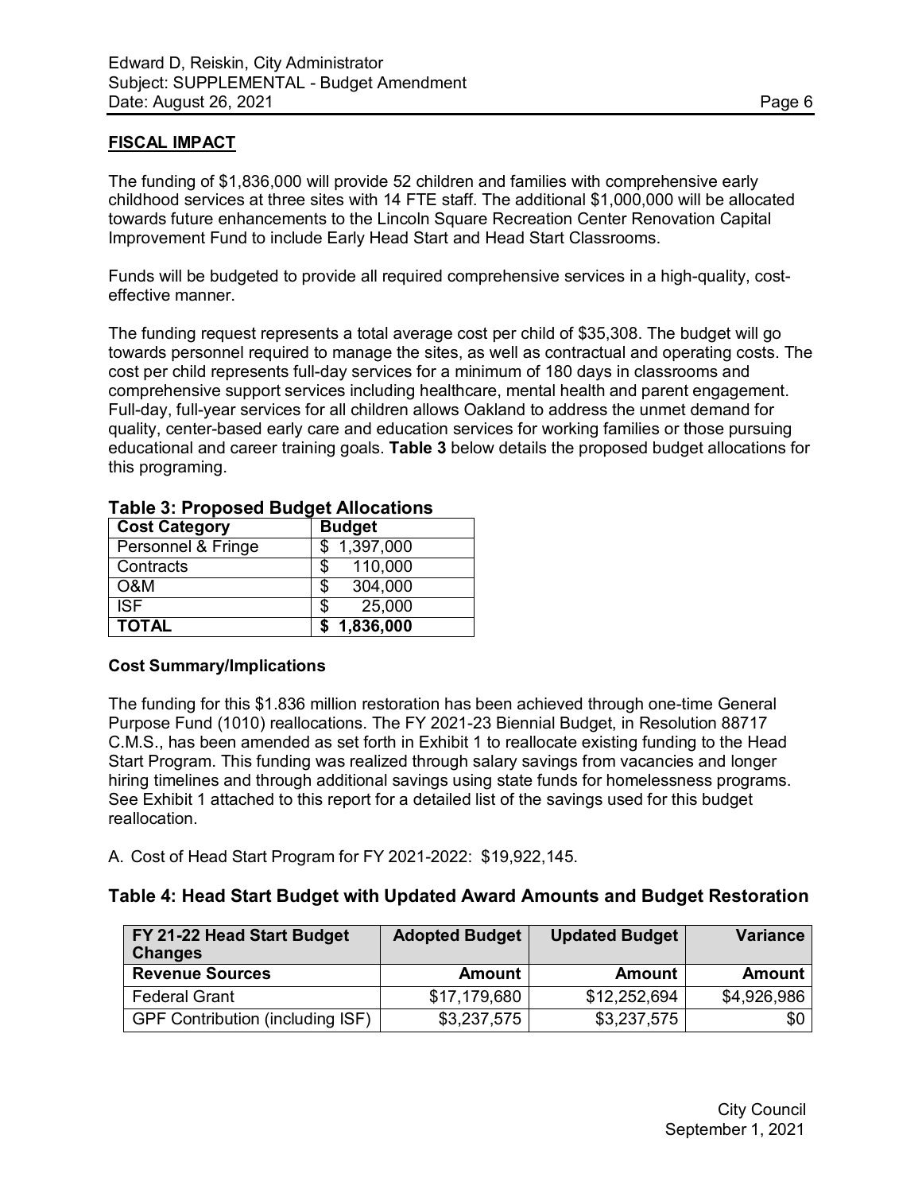## FISCAL IMPACT

The funding of $1,836,000 will provide 52 children and families with comprehensive early childhood services at three sites with 14 FTE staff. The additional $1,000,000 will be allocated towards future enhancements to the Lincoln Square Recreation Center Renovation Capital Improvement Fund to include Early Head Start and Head Start Classrooms.

Funds will be budgeted to provide all required comprehensive services in a high-quality, cost-effective manner.

The funding request represents a total average cost per child of $35,308. The budget will go towards personnel required to manage the sites, as well as contractual and operating costs. The cost per child represents full-day services for a minimum of 180 days in classrooms and comprehensive support services including healthcare, mental health and parent engagement. Full-day, full-year services for all children allows Oakland to address the unmet demand for quality, center-based early care and education services for working families or those pursuing educational and career training goals. **Table 3** below details the proposed budget allocations for this programing.

**Table 3: Proposed Budget Allocations**

| Cost Category | Budget |
|---|---|
| Personnel & Fringe | $ 1,397,000 |
| Contracts | $ 110,000 |
| O&M | $ 304,000 |
| ISF | $ 25,000 |
| **TOTAL** | **$ 1,836,000** |

### Cost Summary/Implications

The funding for this $1.836 million restoration has been achieved through one-time General Purpose Fund (1010) reallocations. The FY 2021-23 Biennial Budget, in Resolution 88717 C.M.S., has been amended as set forth in Exhibit 1 to reallocate existing funding to the Head Start Program. This funding was realized through salary savings from vacancies and longer hiring timelines and through additional savings using state funds for homelessness programs. See Exhibit 1 attached to this report for a detailed list of the savings used for this budget reallocation.

A. Cost of Head Start Program for FY 2021-2022: $19,922,145.

### Table 4: Head Start Budget with Updated Award Amounts and Budget Restoration

| FY 21-22 Head Start Budget Changes | Adopted Budget | Updated Budget | Variance |
|---|---|---|---|
| **Revenue Sources** | **Amount** | **Amount** | **Amount** |
| Federal Grant | $17,179,680 | $12,252,694 | $4,926,986 |
| GPF Contribution (including ISF) | $3,237,575 | $3,237,575 | $0 |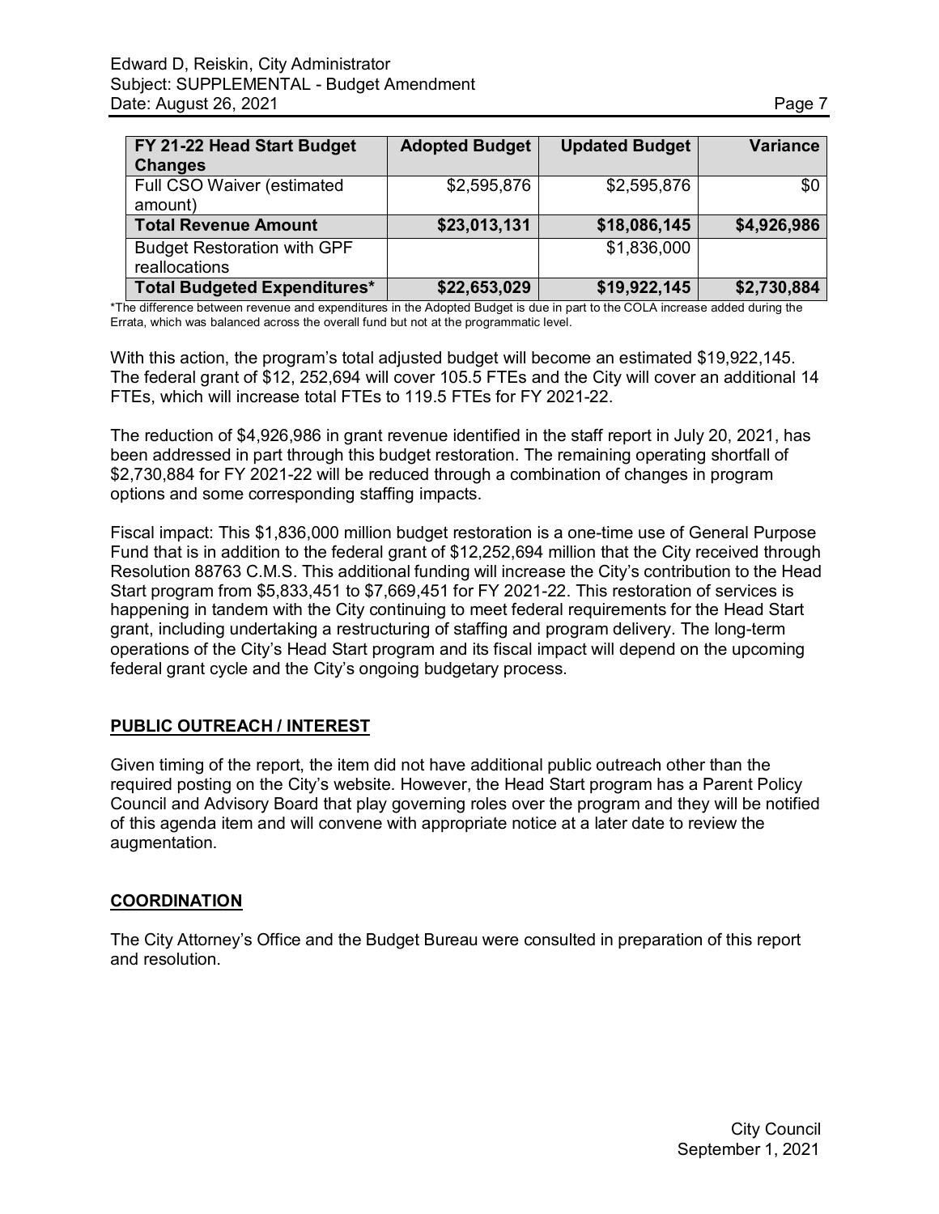| FY 21-22 Head Start Budget Changes | Adopted Budget | Updated Budget | Variance |
|---|---|---|---|
| Full CSO Waiver (estimated amount) | $2,595,876 | $2,595,876 | $0 |
| **Total Revenue Amount** | **$23,013,131** | **$18,086,145** | **$4,926,986** |
| Budget Restoration with GPF reallocations | | $1,836,000 | |
| **Total Budgeted Expenditures*** | **$22,653,029** | **$19,922,145** | **$2,730,884** |

*The difference between revenue and expenditures in the Adopted Budget is due in part to the COLA increase added during the Errata, which was balanced across the overall fund but not at the programmatic level.

With this action, the program's total adjusted budget will become an estimated $19,922,145. The federal grant of $12, 252,694 will cover 105.5 FTEs and the City will cover an additional 14 FTEs, which will increase total FTEs to 119.5 FTEs for FY 2021-22.

The reduction of $4,926,986 in grant revenue identified in the staff report in July 20, 2021, has been addressed in part through this budget restoration. The remaining operating shortfall of $2,730,884 for FY 2021-22 will be reduced through a combination of changes in program options and some corresponding staffing impacts.

Fiscal impact: This $1,836,000 million budget restoration is a one-time use of General Purpose Fund that is in addition to the federal grant of $12,252,694 million that the City received through Resolution 88763 C.M.S. This additional funding will increase the City's contribution to the Head Start program from $5,833,451 to $7,669,451 for FY 2021-22. This restoration of services is happening in tandem with the City continuing to meet federal requirements for the Head Start grant, including undertaking a restructuring of staffing and program delivery. The long-term operations of the City's Head Start program and its fiscal impact will depend on the upcoming federal grant cycle and the City's ongoing budgetary process.

## PUBLIC OUTREACH / INTEREST

Given timing of the report, the item did not have additional public outreach other than the required posting on the City's website. However, the Head Start program has a Parent Policy Council and Advisory Board that play governing roles over the program and they will be notified of this agenda item and will convene with appropriate notice at a later date to review the augmentation.

## COORDINATION

The City Attorney's Office and the Budget Bureau were consulted in preparation of this report and resolution.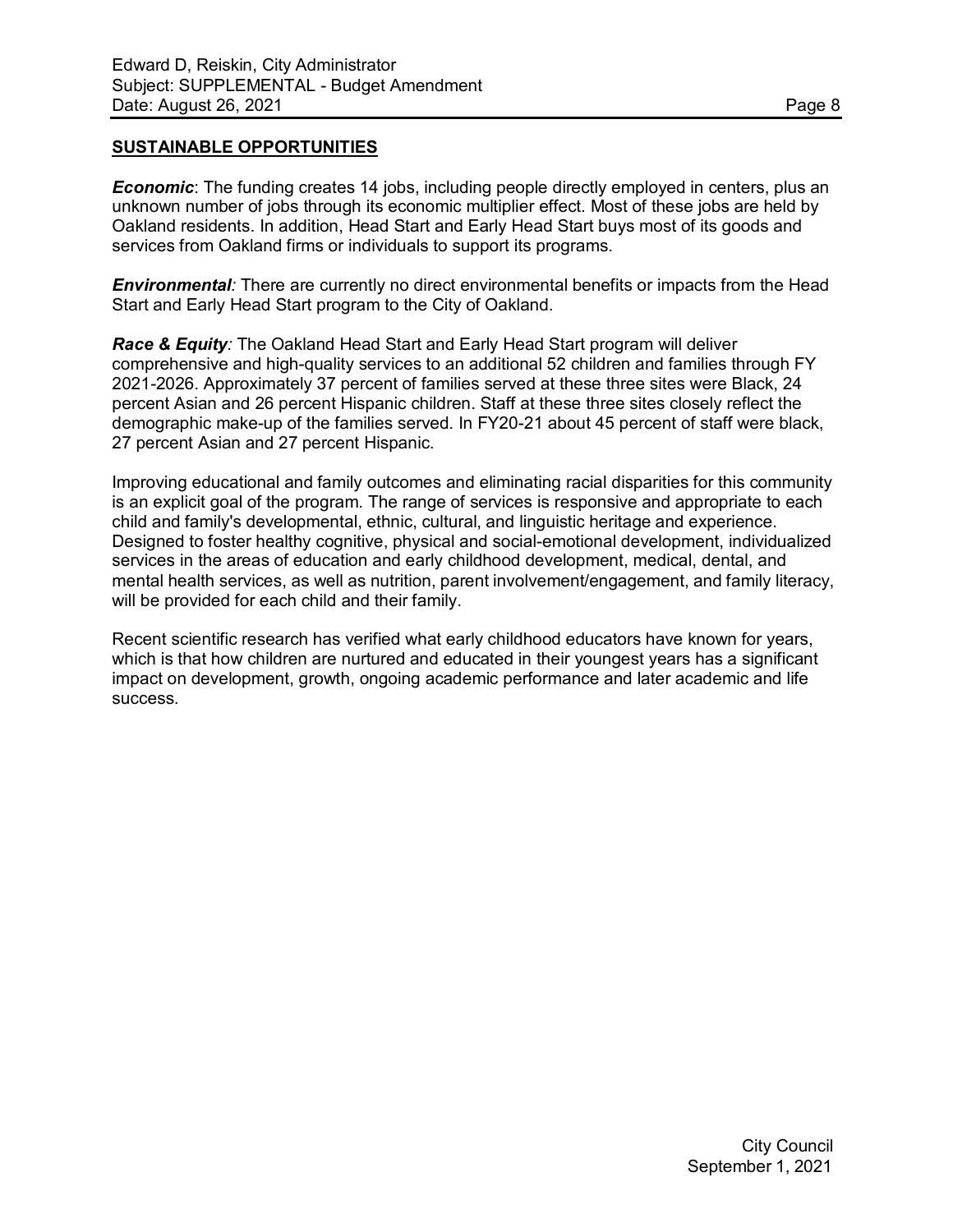## SUSTAINABLE OPPORTUNITIES

***Economic***: The funding creates 14 jobs, including people directly employed in centers, plus an unknown number of jobs through its economic multiplier effect. Most of these jobs are held by Oakland residents. In addition, Head Start and Early Head Start buys most of its goods and services from Oakland firms or individuals to support its programs.

***Environmental****:* There are currently no direct environmental benefits or impacts from the Head Start and Early Head Start program to the City of Oakland.

***Race & Equity****:* The Oakland Head Start and Early Head Start program will deliver comprehensive and high-quality services to an additional 52 children and families through FY 2021-2026. Approximately 37 percent of families served at these three sites were Black, 24 percent Asian and 26 percent Hispanic children. Staff at these three sites closely reflect the demographic make-up of the families served. In FY20-21 about 45 percent of staff were black, 27 percent Asian and 27 percent Hispanic.

Improving educational and family outcomes and eliminating racial disparities for this community is an explicit goal of the program. The range of services is responsive and appropriate to each child and family's developmental, ethnic, cultural, and linguistic heritage and experience. Designed to foster healthy cognitive, physical and social-emotional development, individualized services in the areas of education and early childhood development, medical, dental, and mental health services, as well as nutrition, parent involvement/engagement, and family literacy, will be provided for each child and their family.

Recent scientific research has verified what early childhood educators have known for years, which is that how children are nurtured and educated in their youngest years has a significant impact on development, growth, ongoing academic performance and later academic and life success.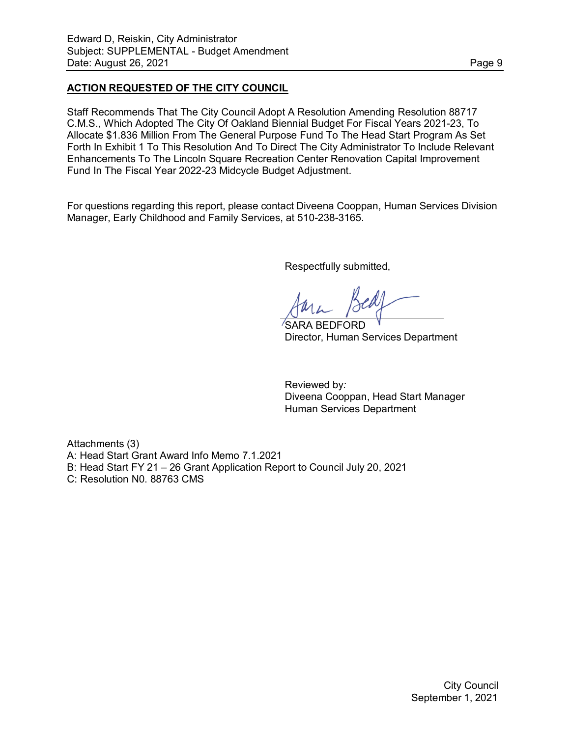**ACTION REQUESTED OF THE CITY COUNCIL**

Staff Recommends That The City Council Adopt A Resolution Amending Resolution 88717 C.M.S., Which Adopted The City Of Oakland Biennial Budget For Fiscal Years 2021-23, To Allocate $1.836 Million From The General Purpose Fund To The Head Start Program As Set Forth In Exhibit 1 To This Resolution And To Direct The City Administrator To Include Relevant Enhancements To The Lincoln Square Recreation Center Renovation Capital Improvement Fund In The Fiscal Year 2022-23 Midcycle Budget Adjustment.

For questions regarding this report, please contact Diveena Cooppan, Human Services Division Manager, Early Childhood and Family Services, at 510-238-3165.

Respectfully submitted,

SARA BEDFORD
Director, Human Services Department

Reviewed by:
Diveena Cooppan, Head Start Manager
Human Services Department

Attachments (3)
A: Head Start Grant Award Info Memo 7.1.2021
B: Head Start FY 21 – 26 Grant Application Report to Council July 20, 2021
C: Resolution N0. 88763 CMS

City Council
September 1, 2021